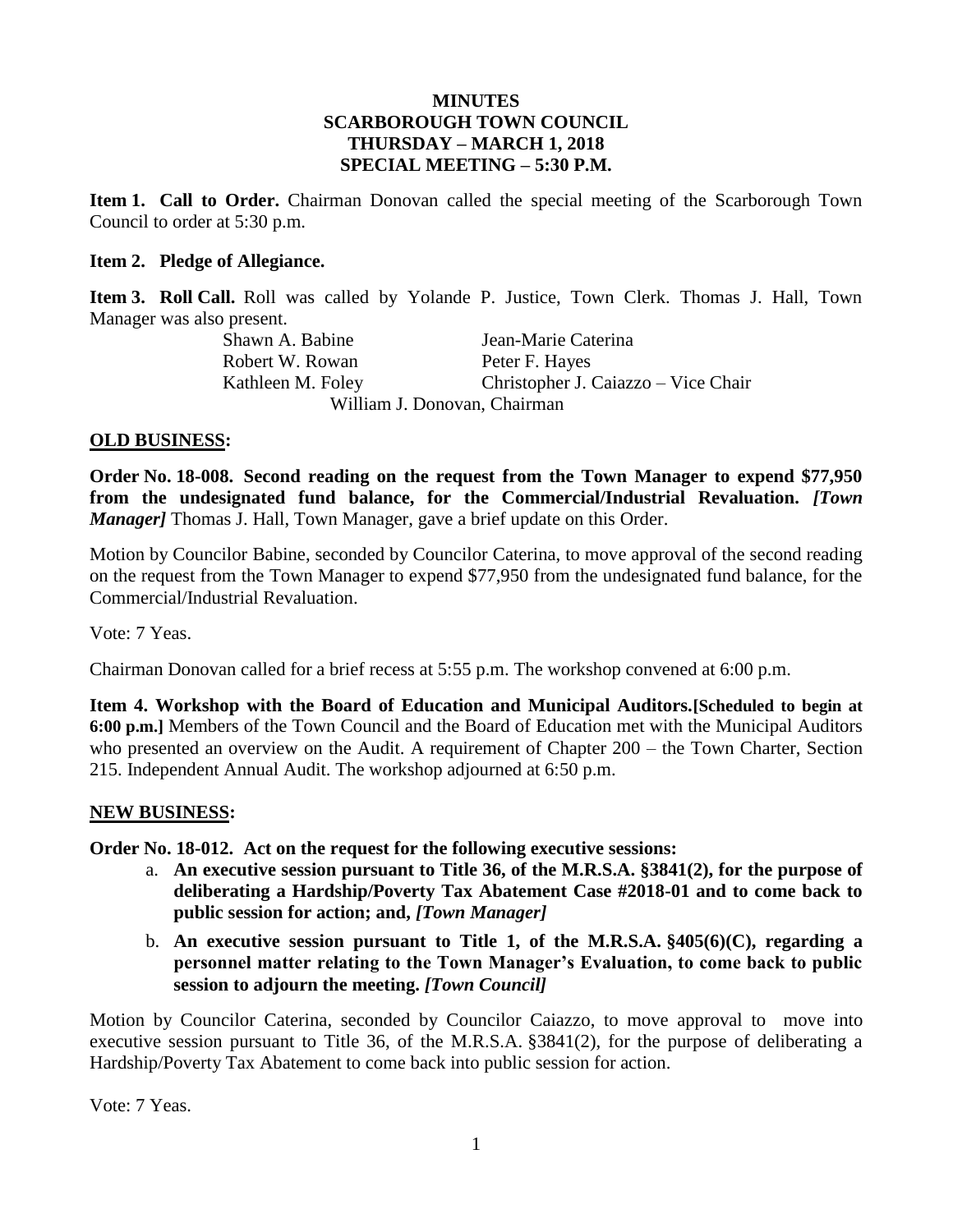# MINUTES
# SCARBOROUGH TOWN COUNCIL
## THURSDAY – MARCH 1, 2018
## SPECIAL MEETING – 5:30 P.M.

**Item 1. Call to Order.** Chairman Donovan called the special meeting of the Scarborough Town Council to order at 5:30 p.m.

**Item 2. Pledge of Allegiance.**

**Item 3. Roll Call.** Roll was called by Yolande P. Justice, Town Clerk. Thomas J. Hall, Town Manager was also present.

| | |
|---|---|
| Shawn A. Babine | Jean-Marie Caterina |
| Robert W. Rowan | Peter F. Hayes |
| Kathleen M. Foley | Christopher J. Caiazzo – Vice Chair |

William J. Donovan, Chairman

## OLD BUSINESS:

**Order No. 18-008. Second reading on the request from the Town Manager to expend $77,950 from the undesignated fund balance, for the Commercial/Industrial Revaluation.** ***[Town Manager]*** Thomas J. Hall, Town Manager, gave a brief update on this Order.

Motion by Councilor Babine, seconded by Councilor Caterina, to move approval of the second reading on the request from the Town Manager to expend $77,950 from the undesignated fund balance, for the Commercial/Industrial Revaluation.

Vote: 7 Yeas.

Chairman Donovan called for a brief recess at 5:55 p.m. The workshop convened at 6:00 p.m.

**Item 4. Workshop with the Board of Education and Municipal Auditors.[Scheduled to begin at 6:00 p.m.]** Members of the Town Council and the Board of Education met with the Municipal Auditors who presented an overview on the Audit. A requirement of Chapter 200 – the Town Charter, Section 215. Independent Annual Audit. The workshop adjourned at 6:50 p.m.

## NEW BUSINESS:

**Order No. 18-012. Act on the request for the following executive sessions:**

a. **An executive session pursuant to Title 36, of the M.R.S.A. §3841(2), for the purpose of deliberating a Hardship/Poverty Tax Abatement Case #2018-01 and to come back to public session for action; and,** ***[Town Manager]***

b. **An executive session pursuant to Title 1, of the M.R.S.A. §405(6)(C), regarding a personnel matter relating to the Town Manager's Evaluation, to come back to public session to adjourn the meeting.** ***[Town Council]***

Motion by Councilor Caterina, seconded by Councilor Caiazzo, to move approval to move into executive session pursuant to Title 36, of the M.R.S.A. §3841(2), for the purpose of deliberating a Hardship/Poverty Tax Abatement to come back into public session for action.

Vote: 7 Yeas.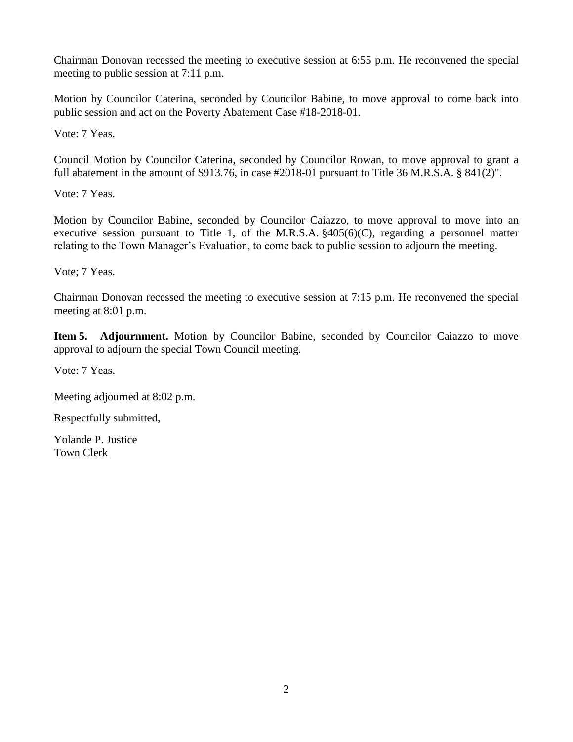Chairman Donovan recessed the meeting to executive session at 6:55 p.m. He reconvened the special meeting to public session at 7:11 p.m.

Motion by Councilor Caterina, seconded by Councilor Babine, to move approval to come back into public session and act on the Poverty Abatement Case #18-2018-01.

Vote: 7 Yeas.

Council Motion by Councilor Caterina, seconded by Councilor Rowan, to move approval to grant a full abatement in the amount of $913.76, in case #2018-01 pursuant to Title 36 M.R.S.A. § 841(2)".

Vote: 7 Yeas.

Motion by Councilor Babine, seconded by Councilor Caiazzo, to move approval to move into an executive session pursuant to Title 1, of the M.R.S.A. §405(6)(C), regarding a personnel matter relating to the Town Manager's Evaluation, to come back to public session to adjourn the meeting.

Vote; 7 Yeas.

Chairman Donovan recessed the meeting to executive session at 7:15 p.m. He reconvened the special meeting at 8:01 p.m.

**Item 5. Adjournment.** Motion by Councilor Babine, seconded by Councilor Caiazzo to move approval to adjourn the special Town Council meeting.

Vote: 7 Yeas.

Meeting adjourned at 8:02 p.m.

Respectfully submitted,

Yolande P. Justice
Town Clerk